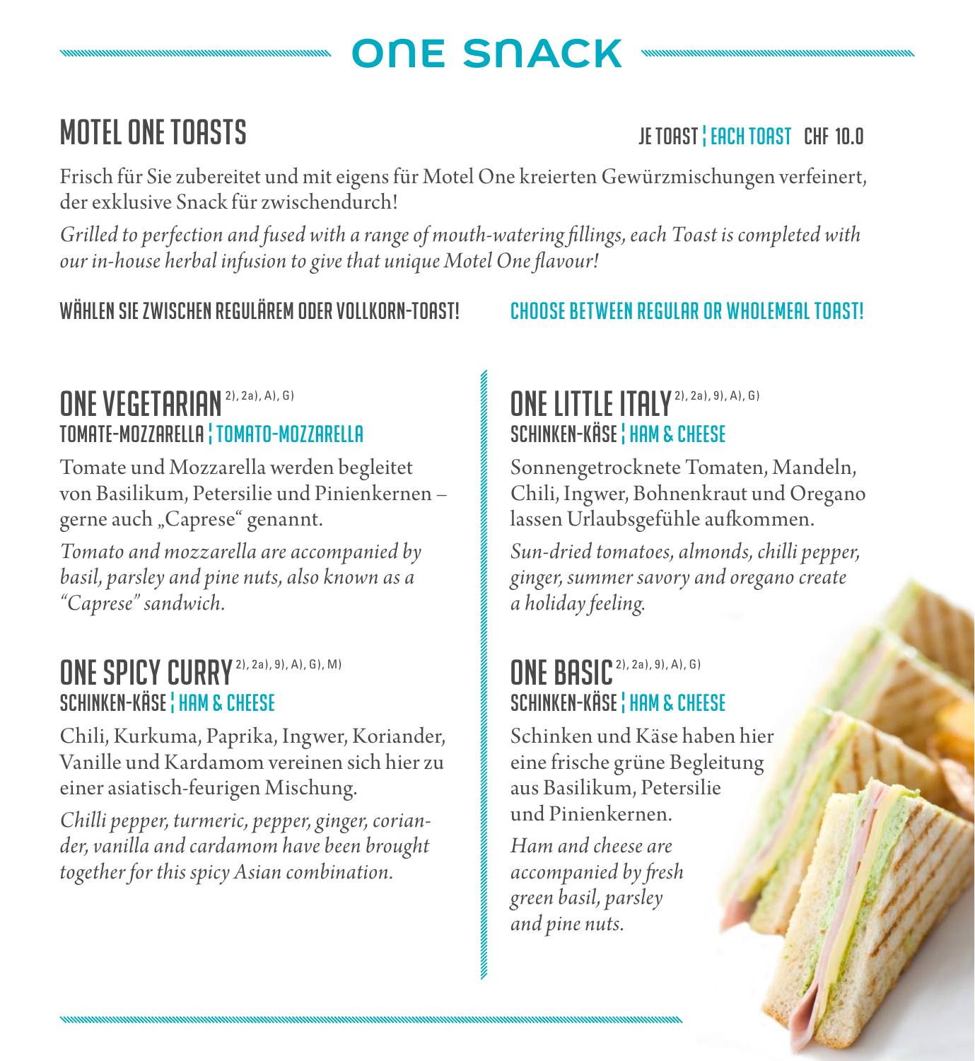# ONE SNACK

## MOTEL ONE TOASTS

JE TOAST ¦ EACH TOAST CHF 10.0

Frisch für Sie zubereitet und mit eigens für Motel One kreierten Gewürzmischungen verfeinert, der exklusive Snack für zwischendurch!

*Grilled to perfection and fused with a range of mouth-watering fillings, each Toast is completed with our in-house herbal infusion to give that unique Motel One flavour!*

**WÄHLEN SIE ZWISCHEN REGULÄREM ODER VOLLKORN-TOAST!** **CHOOSE BETWEEN REGULAR OR WHOLEMEAL TOAST!**

### ONE VEGETARIAN 2), 2a), A), G)

**TOMATE-MOZZARELLA ¦ TOMATO-MOZZARELLA**

Tomate und Mozzarella werden begleitet von Basilikum, Petersilie und Pinienkernen – gerne auch „Caprese" genannt.

*Tomato and mozzarella are accompanied by basil, parsley and pine nuts, also known as a "Caprese" sandwich.*

### ONE SPICY CURRY 2), 2a), 9), A), G), M)

**SCHINKEN-KÄSE ¦ HAM & CHEESE**

Chili, Kurkuma, Paprika, Ingwer, Koriander, Vanille und Kardamom vereinen sich hier zu einer asiatisch-feurigen Mischung.

*Chilli pepper, turmeric, pepper, ginger, coriander, vanilla and cardamom have been brought together for this spicy Asian combination.*

### ONE LITTLE ITALY 2), 2a), 9), A), G)

**SCHINKEN-KÄSE ¦ HAM & CHEESE**

Sonnengetrocknete Tomaten, Mandeln, Chili, Ingwer, Bohnenkraut und Oregano lassen Urlaubsgefühle aufkommen.

*Sun-dried tomatoes, almonds, chilli pepper, ginger, summer savory and oregano create a holiday feeling.*

### ONE BASIC 2), 2a), 9), A), G)

**SCHINKEN-KÄSE ¦ HAM & CHEESE**

Schinken und Käse haben hier eine frische grüne Begleitung aus Basilikum, Petersilie und Pinienkernen.

*Ham and cheese are accompanied by fresh green basil, parsley and pine nuts.*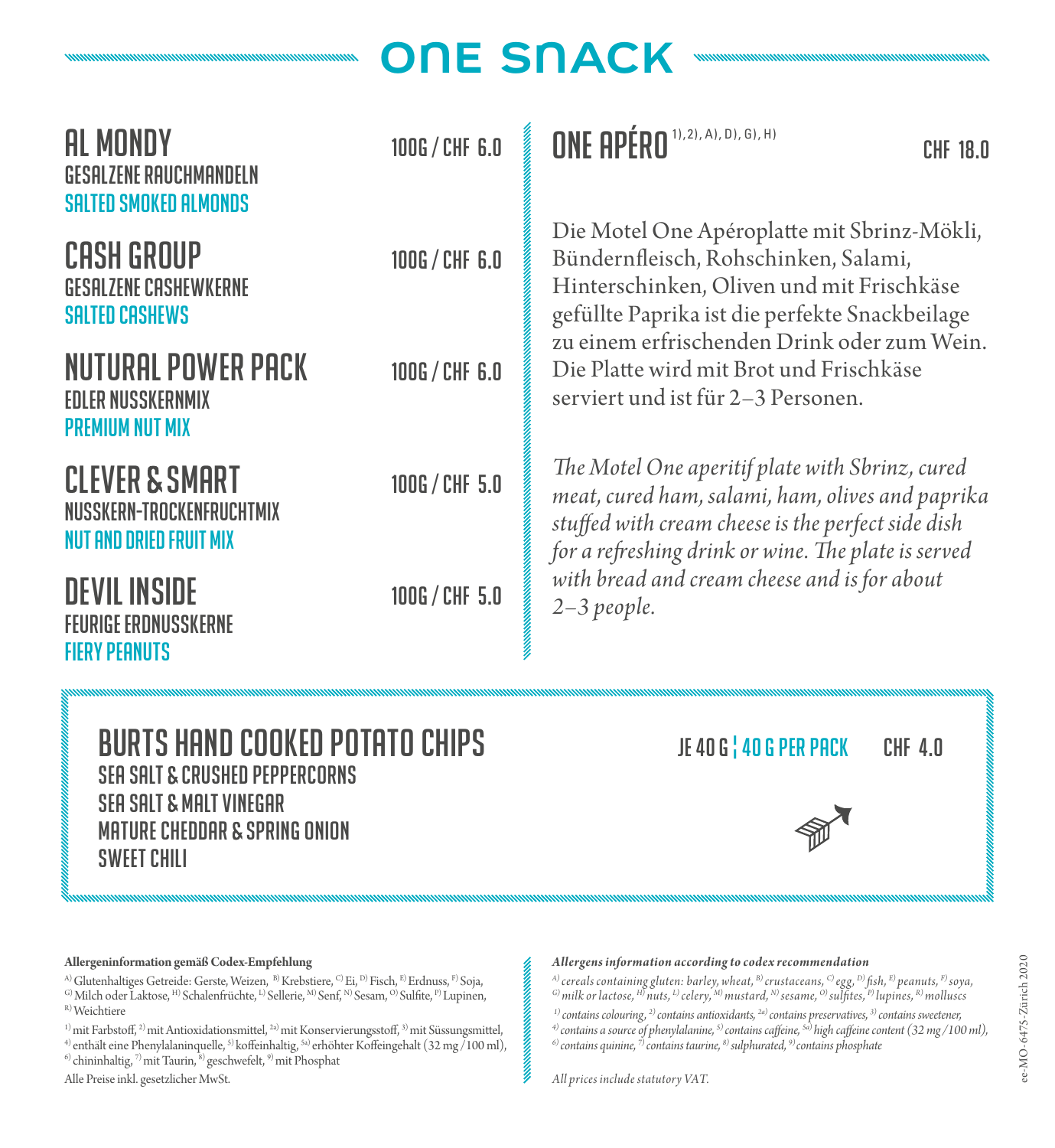# ONE SNACK

## AL MONDY — 100G / CHF 6.0
GESALZENE RAUCHMANDELN
SALTED SMOKED ALMONDS

## CASH GROUP — 100G / CHF 6.0
GESALZENE CASHEWKERNE
SALTED CASHEWS

## NUTURAL POWER PACK — 100G / CHF 6.0
EDLER NUSSKERNMIX
PREMIUM NUT MIX

## CLEVER & SMART — 100G / CHF 5.0
NUSSKERN-TROCKENFRUCHTMIX
NUT AND DRIED FRUIT MIX

## DEVIL INSIDE — 100G / CHF 5.0
FEURIGE ERDNUSSKERNE
FIERY PEANUTS

## ONE APÉRO [1),2), A), D), G), H)] — CHF 18.0

Die Motel One Apéroplatte mit Sbrinz-Mökli, Bündernfleisch, Rohschinken, Salami, Hinterschinken, Oliven und mit Frischkäse gefüllte Paprika ist die perfekte Snackbeilage zu einem erfrischenden Drink oder zum Wein. Die Platte wird mit Brot und Frischkäse serviert und ist für 2–3 Personen.

*The Motel One aperitif plate with Sbrinz, cured meat, cured ham, salami, ham, olives and paprika stuffed with cream cheese is the perfect side dish for a refreshing drink or wine. The plate is served with bread and cream cheese and is for about 2–3 people.*

## BURTS HAND COOKED POTATO CHIPS — JE 40 G ¦ 40 G PER PACK — CHF 4.0
SEA SALT & CRUSHED PEPPERCORNS
SEA SALT & MALT VINEGAR
MATURE CHEDDAR & SPRING ONION
SWEET CHILI

**Allergeninformation gemäß Codex-Empfehlung**

A) Glutenhaltiges Getreide: Gerste, Weizen, B) Krebstiere, C) Ei, D) Fisch, E) Erdnuss, F) Soja, G) Milch oder Laktose, H) Schalenfrüchte, L) Sellerie, M) Senf, N) Sesam, O) Sulfite, P) Lupinen, R) Weichtiere

1) mit Farbstoff, 2) mit Antioxidationsmittel, 2a) mit Konservierungsstoff, 3) mit Süssungsmittel, 4) enthält eine Phenylalaninquelle, 5) koffeinhaltig, 5a) erhöhter Koffeingehalt (32 mg / 100 ml), 6) chininhaltig, 7) mit Taurin, 8) geschwefelt, 9) mit Phosphat

Alle Preise inkl. gesetzlicher MwSt.

***Allergens information according to codex recommendation***

*A) cereals containing gluten: barley, wheat, B) crustaceans, C) egg, D) fish, E) peanuts, F) soya, G) milk or lactose, H) nuts, L) celery, M) mustard, N) sesame, O) sulfites, P) lupines, R) molluscs*

*1) contains colouring, 2) contains antioxidants, 2a) contains preservatives, 3) contains sweetener, 4) contains a source of phenylalanine, 5) contains caffeine, 5a) high caffeine content (32 mg / 100 ml), 6) contains quinine, 7) contains taurine, 8) sulphurated, 9) contains phosphate*

*All prices include statutory VAT.*

ee-MO-6475-Zürich 2020